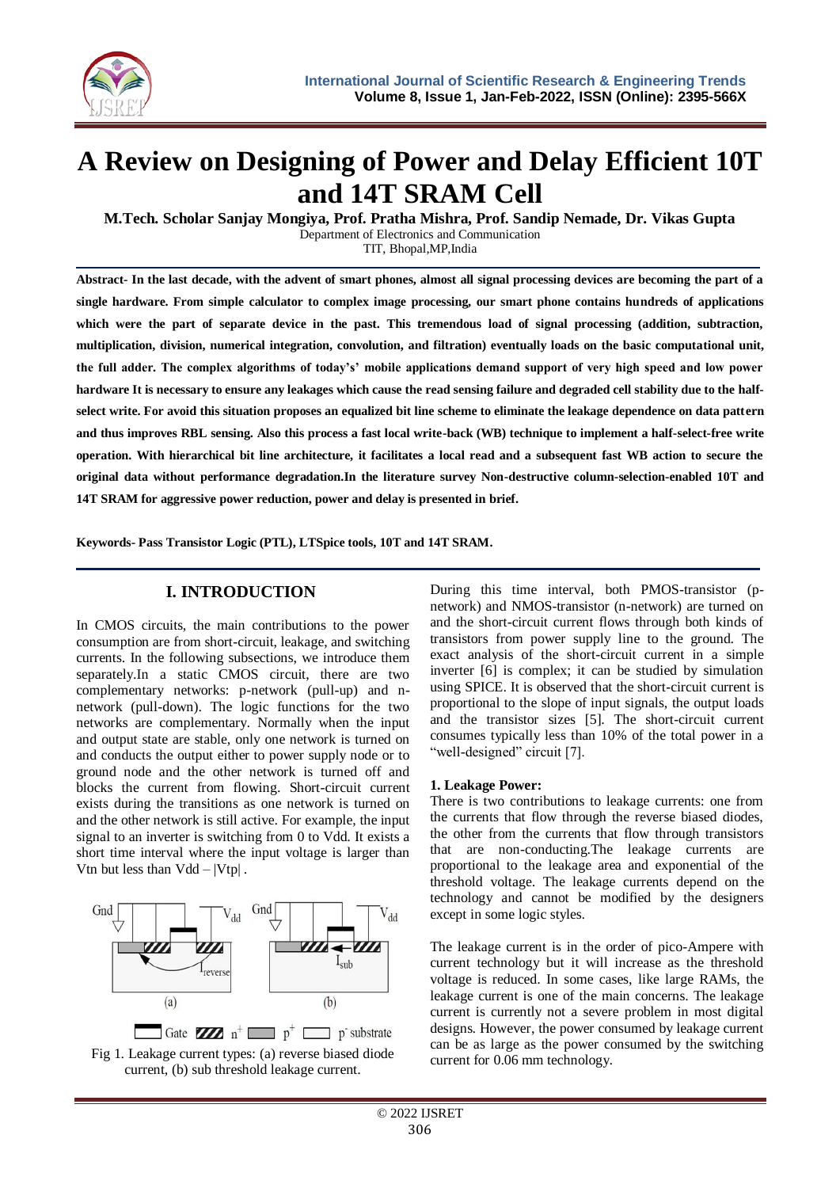# A Review on Designing of Power and Delay Efficient 10T and 14T SRAM Cell

**M.Tech. Scholar Sanjay Mongiya, Prof. Pratha Mishra, Prof. Sandip Nemade, Dr. Vikas Gupta**

Department of Electronics and Communication
TIT, Bhopal,MP,India

**Abstract- In the last decade, with the advent of smart phones, almost all signal processing devices are becoming the part of a single hardware. From simple calculator to complex image processing, our smart phone contains hundreds of applications which were the part of separate device in the past. This tremendous load of signal processing (addition, subtraction, multiplication, division, numerical integration, convolution, and filtration) eventually loads on the basic computational unit, the full adder. The complex algorithms of today's' mobile applications demand support of very high speed and low power hardware It is necessary to ensure any leakages which cause the read sensing failure and degraded cell stability due to the half-select write. For avoid this situation proposes an equalized bit line scheme to eliminate the leakage dependence on data pattern and thus improves RBL sensing. Also this process a fast local write-back (WB) technique to implement a half-select-free write operation. With hierarchical bit line architecture, it facilitates a local read and a subsequent fast WB action to secure the original data without performance degradation.In the literature survey Non-destructive column-selection-enabled 10T and 14T SRAM for aggressive power reduction, power and delay is presented in brief.**

**Keywords- Pass Transistor Logic (PTL), LTSpice tools, 10T and 14T SRAM.**

## I. INTRODUCTION

In CMOS circuits, the main contributions to the power consumption are from short-circuit, leakage, and switching currents. In the following subsections, we introduce them separately.In a static CMOS circuit, there are two complementary networks: p-network (pull-up) and n-network (pull-down). The logic functions for the two networks are complementary. Normally when the input and output state are stable, only one network is turned on and conducts the output either to power supply node or to ground node and the other network is turned off and blocks the current from flowing. Short-circuit current exists during the transitions as one network is turned on and the other network is still active. For example, the input signal to an inverter is switching from 0 to Vdd. It exists a short time interval where the input voltage is larger than Vtn but less than Vdd – |Vtp| .

Fig 1. Leakage current types: (a) reverse biased diode current, (b) sub threshold leakage current.

During this time interval, both PMOS-transistor (p-network) and NMOS-transistor (n-network) are turned on and the short-circuit current flows through both kinds of transistors from power supply line to the ground. The exact analysis of the short-circuit current in a simple inverter [6] is complex; it can be studied by simulation using SPICE. It is observed that the short-circuit current is proportional to the slope of input signals, the output loads and the transistor sizes [5]. The short-circuit current consumes typically less than 10% of the total power in a "well-designed" circuit [7].

**1. Leakage Power:**

There is two contributions to leakage currents: one from the currents that flow through the reverse biased diodes, the other from the currents that flow through transistors that are non-conducting.The leakage currents are proportional to the leakage area and exponential of the threshold voltage. The leakage currents depend on the technology and cannot be modified by the designers except in some logic styles.

The leakage current is in the order of pico-Ampere with current technology but it will increase as the threshold voltage is reduced. In some cases, like large RAMs, the leakage current is one of the main concerns. The leakage current is currently not a severe problem in most digital designs. However, the power consumed by leakage current can be as large as the power consumed by the switching current for 0.06 mm technology.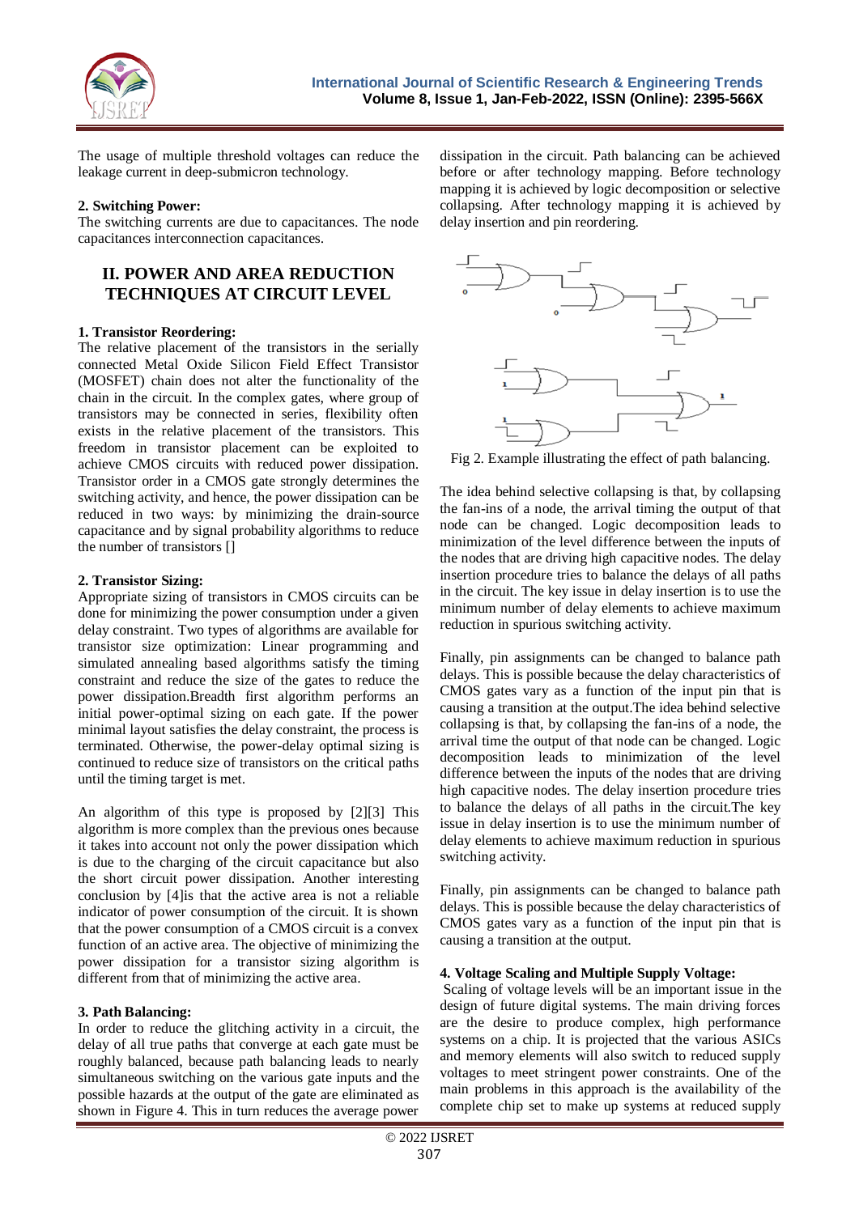The usage of multiple threshold voltages can reduce the leakage current in deep-submicron technology.

**2. Switching Power:**

The switching currents are due to capacitances. The node capacitances interconnection capacitances.

## II. POWER AND AREA REDUCTION TECHNIQUES AT CIRCUIT LEVEL

**1. Transistor Reordering:**

The relative placement of the transistors in the serially connected Metal Oxide Silicon Field Effect Transistor (MOSFET) chain does not alter the functionality of the chain in the circuit. In the complex gates, where group of transistors may be connected in series, flexibility often exists in the relative placement of the transistors. This freedom in transistor placement can be exploited to achieve CMOS circuits with reduced power dissipation. Transistor order in a CMOS gate strongly determines the switching activity, and hence, the power dissipation can be reduced in two ways: by minimizing the drain-source capacitance and by signal probability algorithms to reduce the number of transistors []

**2. Transistor Sizing:**

Appropriate sizing of transistors in CMOS circuits can be done for minimizing the power consumption under a given delay constraint. Two types of algorithms are available for transistor size optimization: Linear programming and simulated annealing based algorithms satisfy the timing constraint and reduce the size of the gates to reduce the power dissipation.Breadth first algorithm performs an initial power-optimal sizing on each gate. If the power minimal layout satisfies the delay constraint, the process is terminated. Otherwise, the power-delay optimal sizing is continued to reduce size of transistors on the critical paths until the timing target is met.

An algorithm of this type is proposed by [2][3] This algorithm is more complex than the previous ones because it takes into account not only the power dissipation which is due to the charging of the circuit capacitance but also the short circuit power dissipation. Another interesting conclusion by [4]is that the active area is not a reliable indicator of power consumption of the circuit. It is shown that the power consumption of a CMOS circuit is a convex function of an active area. The objective of minimizing the power dissipation for a transistor sizing algorithm is different from that of minimizing the active area.

**3. Path Balancing:**

In order to reduce the glitching activity in a circuit, the delay of all true paths that converge at each gate must be roughly balanced, because path balancing leads to nearly simultaneous switching on the various gate inputs and the possible hazards at the output of the gate are eliminated as shown in Figure 4. This in turn reduces the average power dissipation in the circuit. Path balancing can be achieved before or after technology mapping. Before technology mapping it is achieved by logic decomposition or selective collapsing. After technology mapping it is achieved by delay insertion and pin reordering.

Fig 2. Example illustrating the effect of path balancing.

The idea behind selective collapsing is that, by collapsing the fan-ins of a node, the arrival timing the output of that node can be changed. Logic decomposition leads to minimization of the level difference between the inputs of the nodes that are driving high capacitive nodes. The delay insertion procedure tries to balance the delays of all paths in the circuit. The key issue in delay insertion is to use the minimum number of delay elements to achieve maximum reduction in spurious switching activity.

Finally, pin assignments can be changed to balance path delays. This is possible because the delay characteristics of CMOS gates vary as a function of the input pin that is causing a transition at the output.The idea behind selective collapsing is that, by collapsing the fan-ins of a node, the arrival time the output of that node can be changed. Logic decomposition leads to minimization of the level difference between the inputs of the nodes that are driving high capacitive nodes. The delay insertion procedure tries to balance the delays of all paths in the circuit.The key issue in delay insertion is to use the minimum number of delay elements to achieve maximum reduction in spurious switching activity.

Finally, pin assignments can be changed to balance path delays. This is possible because the delay characteristics of CMOS gates vary as a function of the input pin that is causing a transition at the output.

**4. Voltage Scaling and Multiple Supply Voltage:**

Scaling of voltage levels will be an important issue in the design of future digital systems. The main driving forces are the desire to produce complex, high performance systems on a chip. It is projected that the various ASICs and memory elements will also switch to reduced supply voltages to meet stringent power constraints. One of the main problems in this approach is the availability of the complete chip set to make up systems at reduced supply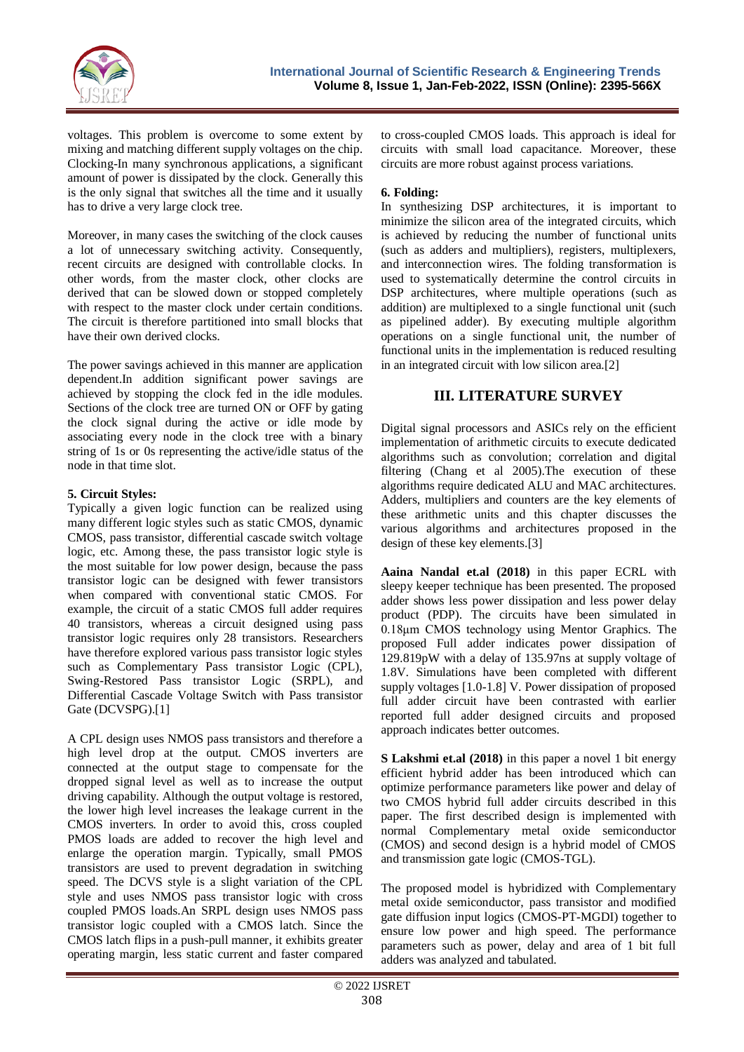voltages. This problem is overcome to some extent by mixing and matching different supply voltages on the chip. Clocking-In many synchronous applications, a significant amount of power is dissipated by the clock. Generally this is the only signal that switches all the time and it usually has to drive a very large clock tree.

Moreover, in many cases the switching of the clock causes a lot of unnecessary switching activity. Consequently, recent circuits are designed with controllable clocks. In other words, from the master clock, other clocks are derived that can be slowed down or stopped completely with respect to the master clock under certain conditions. The circuit is therefore partitioned into small blocks that have their own derived clocks.

The power savings achieved in this manner are application dependent.In addition significant power savings are achieved by stopping the clock fed in the idle modules. Sections of the clock tree are turned ON or OFF by gating the clock signal during the active or idle mode by associating every node in the clock tree with a binary string of 1s or 0s representing the active/idle status of the node in that time slot.

**5. Circuit Styles:**

Typically a given logic function can be realized using many different logic styles such as static CMOS, dynamic CMOS, pass transistor, differential cascade switch voltage logic, etc. Among these, the pass transistor logic style is the most suitable for low power design, because the pass transistor logic can be designed with fewer transistors when compared with conventional static CMOS. For example, the circuit of a static CMOS full adder requires 40 transistors, whereas a circuit designed using pass transistor logic requires only 28 transistors. Researchers have therefore explored various pass transistor logic styles such as Complementary Pass transistor Logic (CPL), Swing-Restored Pass transistor Logic (SRPL), and Differential Cascade Voltage Switch with Pass transistor Gate (DCVSPG).[1]

A CPL design uses NMOS pass transistors and therefore a high level drop at the output. CMOS inverters are connected at the output stage to compensate for the dropped signal level as well as to increase the output driving capability. Although the output voltage is restored, the lower high level increases the leakage current in the CMOS inverters. In order to avoid this, cross coupled PMOS loads are added to recover the high level and enlarge the operation margin. Typically, small PMOS transistors are used to prevent degradation in switching speed. The DCVS style is a slight variation of the CPL style and uses NMOS pass transistor logic with cross coupled PMOS loads.An SRPL design uses NMOS pass transistor logic coupled with a CMOS latch. Since the CMOS latch flips in a push-pull manner, it exhibits greater operating margin, less static current and faster compared to cross-coupled CMOS loads. This approach is ideal for circuits with small load capacitance. Moreover, these circuits are more robust against process variations.

**6. Folding:**

In synthesizing DSP architectures, it is important to minimize the silicon area of the integrated circuits, which is achieved by reducing the number of functional units (such as adders and multipliers), registers, multiplexers, and interconnection wires. The folding transformation is used to systematically determine the control circuits in DSP architectures, where multiple operations (such as addition) are multiplexed to a single functional unit (such as pipelined adder). By executing multiple algorithm operations on a single functional unit, the number of functional units in the implementation is reduced resulting in an integrated circuit with low silicon area.[2]

## III. LITERATURE SURVEY

Digital signal processors and ASICs rely on the efficient implementation of arithmetic circuits to execute dedicated algorithms such as convolution; correlation and digital filtering (Chang et al 2005).The execution of these algorithms require dedicated ALU and MAC architectures. Adders, multipliers and counters are the key elements of these arithmetic units and this chapter discusses the various algorithms and architectures proposed in the design of these key elements.[3]

**Aaina Nandal et.al (2018)** in this paper ECRL with sleepy keeper technique has been presented. The proposed adder shows less power dissipation and less power delay product (PDP). The circuits have been simulated in 0.18μm CMOS technology using Mentor Graphics. The proposed Full adder indicates power dissipation of 129.819pW with a delay of 135.97ns at supply voltage of 1.8V. Simulations have been completed with different supply voltages [1.0-1.8] V. Power dissipation of proposed full adder circuit have been contrasted with earlier reported full adder designed circuits and proposed approach indicates better outcomes.

**S Lakshmi et.al (2018)** in this paper a novel 1 bit energy efficient hybrid adder has been introduced which can optimize performance parameters like power and delay of two CMOS hybrid full adder circuits described in this paper. The first described design is implemented with normal Complementary metal oxide semiconductor (CMOS) and second design is a hybrid model of CMOS and transmission gate logic (CMOS-TGL).

The proposed model is hybridized with Complementary metal oxide semiconductor, pass transistor and modified gate diffusion input logics (CMOS-PT-MGDI) together to ensure low power and high speed. The performance parameters such as power, delay and area of 1 bit full adders was analyzed and tabulated.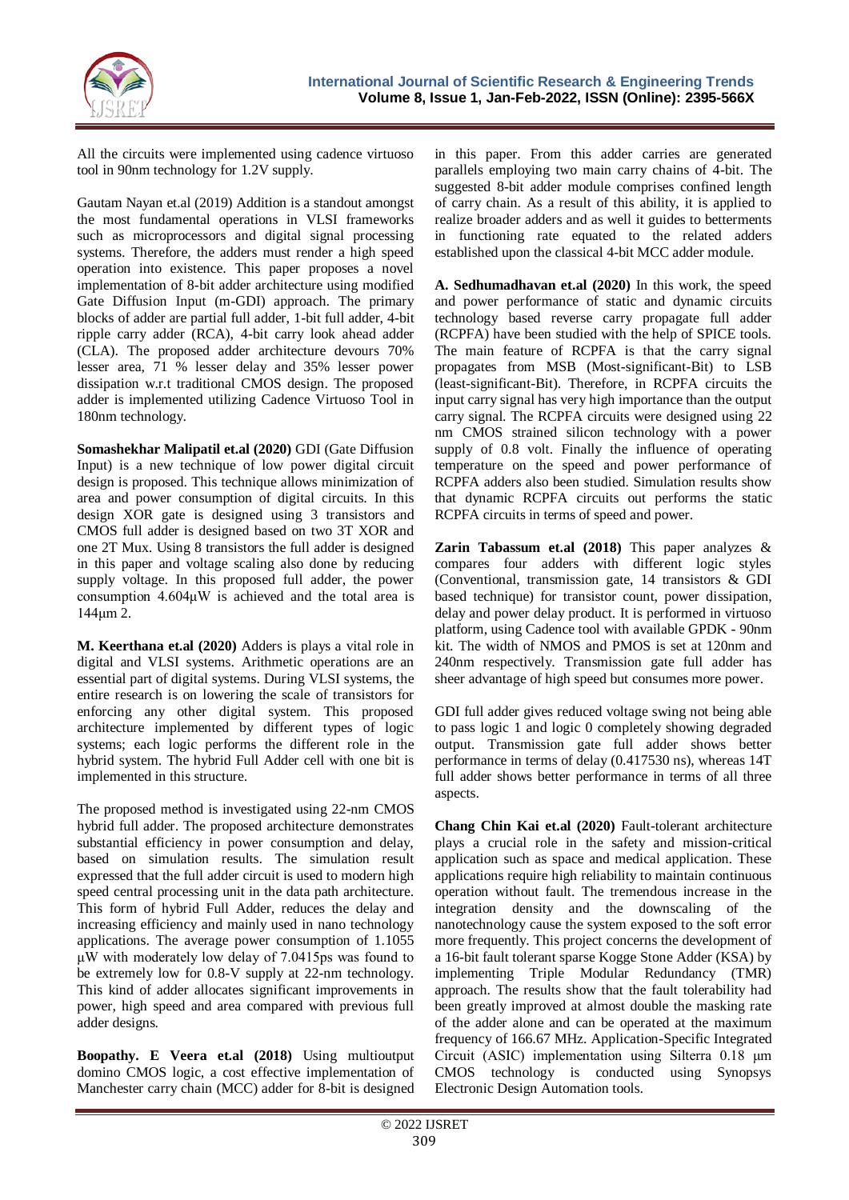All the circuits were implemented using cadence virtuoso tool in 90nm technology for 1.2V supply.

Gautam Nayan et.al (2019) Addition is a standout amongst the most fundamental operations in VLSI frameworks such as microprocessors and digital signal processing systems. Therefore, the adders must render a high speed operation into existence. This paper proposes a novel implementation of 8-bit adder architecture using modified Gate Diffusion Input (m-GDI) approach. The primary blocks of adder are partial full adder, 1-bit full adder, 4-bit ripple carry adder (RCA), 4-bit carry look ahead adder (CLA). The proposed adder architecture devours 70% lesser area, 71 % lesser delay and 35% lesser power dissipation w.r.t traditional CMOS design. The proposed adder is implemented utilizing Cadence Virtuoso Tool in 180nm technology.

**Somashekhar Malipatil et.al (2020)** GDI (Gate Diffusion Input) is a new technique of low power digital circuit design is proposed. This technique allows minimization of area and power consumption of digital circuits. In this design XOR gate is designed using 3 transistors and CMOS full adder is designed based on two 3T XOR and one 2T Mux. Using 8 transistors the full adder is designed in this paper and voltage scaling also done by reducing supply voltage. In this proposed full adder, the power consumption 4.604µW is achieved and the total area is 144µm 2.

**M. Keerthana et.al (2020)** Adders is plays a vital role in digital and VLSI systems. Arithmetic operations are an essential part of digital systems. During VLSI systems, the entire research is on lowering the scale of transistors for enforcing any other digital system. This proposed architecture implemented by different types of logic systems; each logic performs the different role in the hybrid system. The hybrid Full Adder cell with one bit is implemented in this structure.

The proposed method is investigated using 22-nm CMOS hybrid full adder. The proposed architecture demonstrates substantial efficiency in power consumption and delay, based on simulation results. The simulation result expressed that the full adder circuit is used to modern high speed central processing unit in the data path architecture. This form of hybrid Full Adder, reduces the delay and increasing efficiency and mainly used in nano technology applications. The average power consumption of 1.1055 µW with moderately low delay of 7.0415ps was found to be extremely low for 0.8-V supply at 22-nm technology. This kind of adder allocates significant improvements in power, high speed and area compared with previous full adder designs.

**Boopathy. E Veera et.al (2018)** Using multioutput domino CMOS logic, a cost effective implementation of Manchester carry chain (MCC) adder for 8-bit is designed in this paper. From this adder carries are generated parallels employing two main carry chains of 4-bit. The suggested 8-bit adder module comprises confined length of carry chain. As a result of this ability, it is applied to realize broader adders and as well it guides to betterments in functioning rate equated to the related adders established upon the classical 4-bit MCC adder module.

**A. Sedhumadhavan et.al (2020)** In this work, the speed and power performance of static and dynamic circuits technology based reverse carry propagate full adder (RCPFA) have been studied with the help of SPICE tools. The main feature of RCPFA is that the carry signal propagates from MSB (Most-significant-Bit) to LSB (least-significant-Bit). Therefore, in RCPFA circuits the input carry signal has very high importance than the output carry signal. The RCPFA circuits were designed using 22 nm CMOS strained silicon technology with a power supply of 0.8 volt. Finally the influence of operating temperature on the speed and power performance of RCPFA adders also been studied. Simulation results show that dynamic RCPFA circuits out performs the static RCPFA circuits in terms of speed and power.

**Zarin Tabassum et.al (2018)** This paper analyzes & compares four adders with different logic styles (Conventional, transmission gate, 14 transistors & GDI based technique) for transistor count, power dissipation, delay and power delay product. It is performed in virtuoso platform, using Cadence tool with available GPDK - 90nm kit. The width of NMOS and PMOS is set at 120nm and 240nm respectively. Transmission gate full adder has sheer advantage of high speed but consumes more power.

GDI full adder gives reduced voltage swing not being able to pass logic 1 and logic 0 completely showing degraded output. Transmission gate full adder shows better performance in terms of delay (0.417530 ns), whereas 14T full adder shows better performance in terms of all three aspects.

**Chang Chin Kai et.al (2020)** Fault-tolerant architecture plays a crucial role in the safety and mission-critical application such as space and medical application. These applications require high reliability to maintain continuous operation without fault. The tremendous increase in the integration density and the downscaling of the nanotechnology cause the system exposed to the soft error more frequently. This project concerns the development of a 16-bit fault tolerant sparse Kogge Stone Adder (KSA) by implementing Triple Modular Redundancy (TMR) approach. The results show that the fault tolerability had been greatly improved at almost double the masking rate of the adder alone and can be operated at the maximum frequency of 166.67 MHz. Application-Specific Integrated Circuit (ASIC) implementation using Silterra 0.18 µm CMOS technology is conducted using Synopsys Electronic Design Automation tools.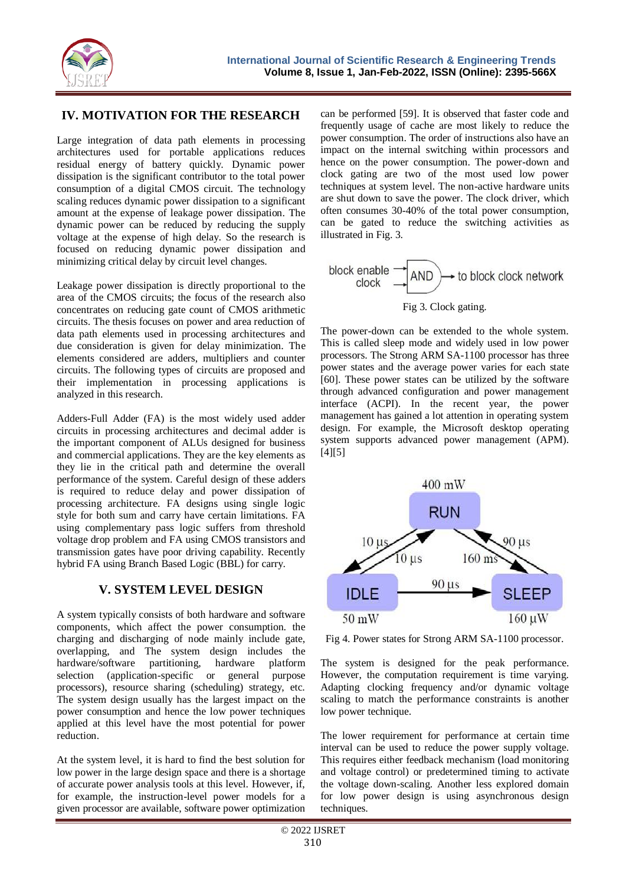## IV. MOTIVATION FOR THE RESEARCH

Large integration of data path elements in processing architectures used for portable applications reduces residual energy of battery quickly. Dynamic power dissipation is the significant contributor to the total power consumption of a digital CMOS circuit. The technology scaling reduces dynamic power dissipation to a significant amount at the expense of leakage power dissipation. The dynamic power can be reduced by reducing the supply voltage at the expense of high delay. So the research is focused on reducing dynamic power dissipation and minimizing critical delay by circuit level changes.

Leakage power dissipation is directly proportional to the area of the CMOS circuits; the focus of the research also concentrates on reducing gate count of CMOS arithmetic circuits. The thesis focuses on power and area reduction of data path elements used in processing architectures and due consideration is given for delay minimization. The elements considered are adders, multipliers and counter circuits. The following types of circuits are proposed and their implementation in processing applications is analyzed in this research.

Adders-Full Adder (FA) is the most widely used adder circuits in processing architectures and decimal adder is the important component of ALUs designed for business and commercial applications. They are the key elements as they lie in the critical path and determine the overall performance of the system. Careful design of these adders is required to reduce delay and power dissipation of processing architecture. FA designs using single logic style for both sum and carry have certain limitations. FA using complementary pass logic suffers from threshold voltage drop problem and FA using CMOS transistors and transmission gates have poor driving capability. Recently hybrid FA using Branch Based Logic (BBL) for carry.

## V. SYSTEM LEVEL DESIGN

A system typically consists of both hardware and software components, which affect the power consumption. the charging and discharging of node mainly include gate, overlapping, and The system design includes the hardware/software partitioning, hardware platform selection (application-specific or general purpose processors), resource sharing (scheduling) strategy, etc. The system design usually has the largest impact on the power consumption and hence the low power techniques applied at this level have the most potential for power reduction.

At the system level, it is hard to find the best solution for low power in the large design space and there is a shortage of accurate power analysis tools at this level. However, if, for example, the instruction-level power models for a given processor are available, software power optimization can be performed [59]. It is observed that faster code and frequently usage of cache are most likely to reduce the power consumption. The order of instructions also have an impact on the internal switching within processors and hence on the power consumption. The power-down and clock gating are two of the most used low power techniques at system level. The non-active hardware units are shut down to save the power. The clock driver, which often consumes 30-40% of the total power consumption, can be gated to reduce the switching activities as illustrated in Fig. 3.

Fig 3. Clock gating.

The power-down can be extended to the whole system. This is called sleep mode and widely used in low power processors. The Strong ARM SA-1100 processor has three power states and the average power varies for each state [60]. These power states can be utilized by the software through advanced configuration and power management interface (ACPI). In the recent year, the power management has gained a lot attention in operating system design. For example, the Microsoft desktop operating system supports advanced power management (APM). [4][5]

Fig 4. Power states for Strong ARM SA-1100 processor.

The system is designed for the peak performance. However, the computation requirement is time varying. Adapting clocking frequency and/or dynamic voltage scaling to match the performance constraints is another low power technique.

The lower requirement for performance at certain time interval can be used to reduce the power supply voltage. This requires either feedback mechanism (load monitoring and voltage control) or predetermined timing to activate the voltage down-scaling. Another less explored domain for low power design is using asynchronous design techniques.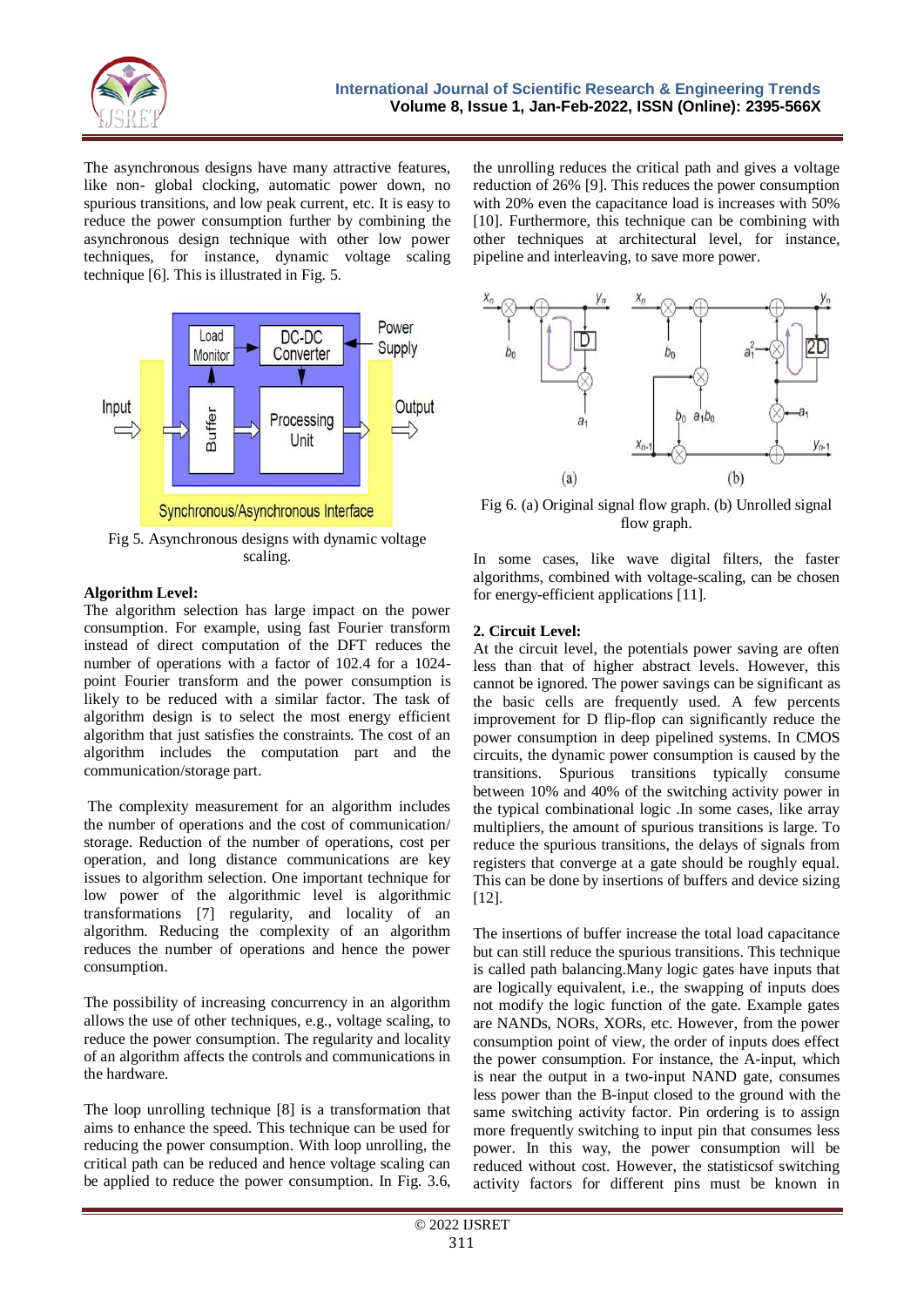The asynchronous designs have many attractive features, like non- global clocking, automatic power down, no spurious transitions, and low peak current, etc. It is easy to reduce the power consumption further by combining the asynchronous design technique with other low power techniques, for instance, dynamic voltage scaling technique [6]. This is illustrated in Fig. 5.

Fig 5. Asynchronous designs with dynamic voltage scaling.

**Algorithm Level:**
The algorithm selection has large impact on the power consumption. For example, using fast Fourier transform instead of direct computation of the DFT reduces the number of operations with a factor of 102.4 for a 1024-point Fourier transform and the power consumption is likely to be reduced with a similar factor. The task of algorithm design is to select the most energy efficient algorithm that just satisfies the constraints. The cost of an algorithm includes the computation part and the communication/storage part.

The complexity measurement for an algorithm includes the number of operations and the cost of communication/ storage. Reduction of the number of operations, cost per operation, and long distance communications are key issues to algorithm selection. One important technique for low power of the algorithmic level is algorithmic transformations [7] regularity, and locality of an algorithm. Reducing the complexity of an algorithm reduces the number of operations and hence the power consumption.

The possibility of increasing concurrency in an algorithm allows the use of other techniques, e.g., voltage scaling, to reduce the power consumption. The regularity and locality of an algorithm affects the controls and communications in the hardware.

The loop unrolling technique [8] is a transformation that aims to enhance the speed. This technique can be used for reducing the power consumption. With loop unrolling, the critical path can be reduced and hence voltage scaling can be applied to reduce the power consumption. In Fig. 3.6, the unrolling reduces the critical path and gives a voltage reduction of 26% [9]. This reduces the power consumption with 20% even the capacitance load is increases with 50% [10]. Furthermore, this technique can be combining with other techniques at architectural level, for instance, pipeline and interleaving, to save more power.

Fig 6. (a) Original signal flow graph. (b) Unrolled signal flow graph.

In some cases, like wave digital filters, the faster algorithms, combined with voltage-scaling, can be chosen for energy-efficient applications [11].

**2. Circuit Level:**
At the circuit level, the potentials power saving are often less than that of higher abstract levels. However, this cannot be ignored. The power savings can be significant as the basic cells are frequently used. A few percents improvement for D flip-flop can significantly reduce the power consumption in deep pipelined systems. In CMOS circuits, the dynamic power consumption is caused by the transitions. Spurious transitions typically consume between 10% and 40% of the switching activity power in the typical combinational logic .In some cases, like array multipliers, the amount of spurious transitions is large. To reduce the spurious transitions, the delays of signals from registers that converge at a gate should be roughly equal. This can be done by insertions of buffers and device sizing [12].

The insertions of buffer increase the total load capacitance but can still reduce the spurious transitions. This technique is called path balancing.Many logic gates have inputs that are logically equivalent, i.e., the swapping of inputs does not modify the logic function of the gate. Example gates are NANDs, NORs, XORs, etc. However, from the power consumption point of view, the order of inputs does effect the power consumption. For instance, the A-input, which is near the output in a two-input NAND gate, consumes less power than the B-input closed to the ground with the same switching activity factor. Pin ordering is to assign more frequently switching to input pin that consumes less power. In this way, the power consumption will be reduced without cost. However, the statisticsof switching activity factors for different pins must be known in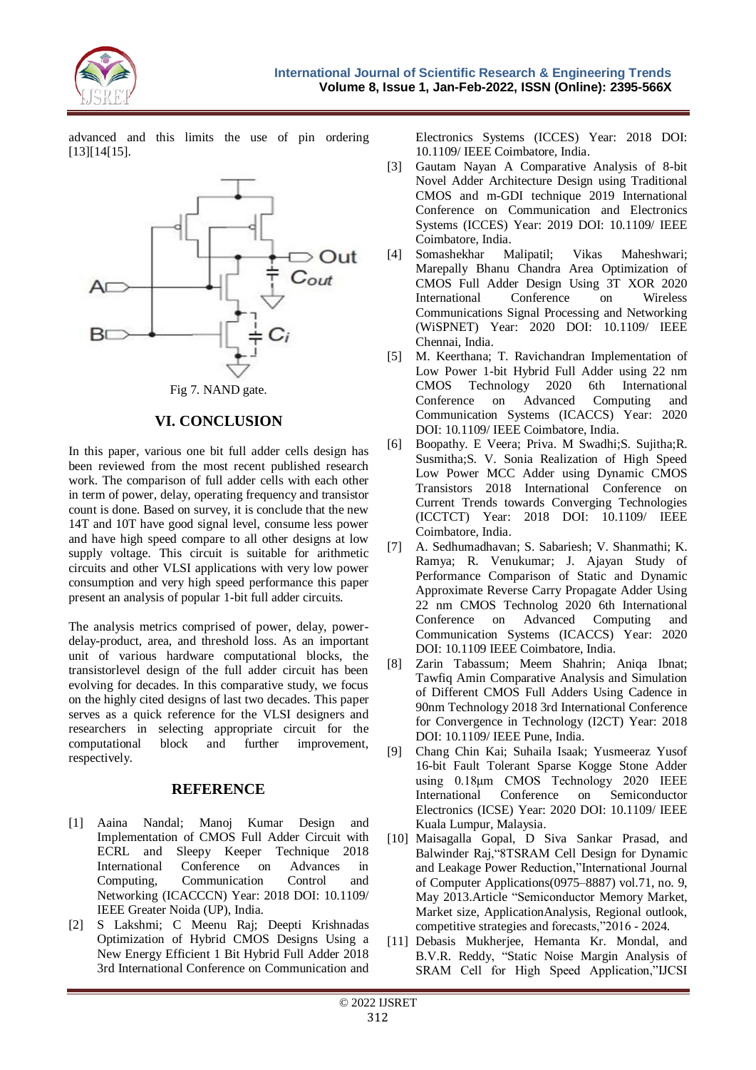advanced and this limits the use of pin ordering [13][14[15].

Fig 7. NAND gate.

## VI. CONCLUSION

In this paper, various one bit full adder cells design has been reviewed from the most recent published research work. The comparison of full adder cells with each other in term of power, delay, operating frequency and transistor count is done. Based on survey, it is conclude that the new 14T and 10T have good signal level, consume less power and have high speed compare to all other designs at low supply voltage. This circuit is suitable for arithmetic circuits and other VLSI applications with very low power consumption and very high speed performance this paper present an analysis of popular 1-bit full adder circuits.

The analysis metrics comprised of power, delay, power-delay-product, area, and threshold loss. As an important unit of various hardware computational blocks, the transistorlevel design of the full adder circuit has been evolving for decades. In this comparative study, we focus on the highly cited designs of last two decades. This paper serves as a quick reference for the VLSI designers and researchers in selecting appropriate circuit for the computational block and further improvement, respectively.

## REFERENCE

[1] Aaina Nandal; Manoj Kumar Design and Implementation of CMOS Full Adder Circuit with ECRL and Sleepy Keeper Technique 2018 International Conference on Advances in Computing, Communication Control and Networking (ICACCCN) Year: 2018 DOI: 10.1109/ IEEE Greater Noida (UP), India.

[2] S Lakshmi; C Meenu Raj; Deepti Krishnadas Optimization of Hybrid CMOS Designs Using a New Energy Efficient 1 Bit Hybrid Full Adder 2018 3rd International Conference on Communication and Electronics Systems (ICCES) Year: 2018 DOI: 10.1109/ IEEE Coimbatore, India.

[3] Gautam Nayan A Comparative Analysis of 8-bit Novel Adder Architecture Design using Traditional CMOS and m-GDI technique 2019 International Conference on Communication and Electronics Systems (ICCES) Year: 2019 DOI: 10.1109/ IEEE Coimbatore, India.

[4] Somashekhar Malipatil; Vikas Maheshwari; Marepally Bhanu Chandra Area Optimization of CMOS Full Adder Design Using 3T XOR 2020 International Conference on Wireless Communications Signal Processing and Networking (WiSPNET) Year: 2020 DOI: 10.1109/ IEEE Chennai, India.

[5] M. Keerthana; T. Ravichandran Implementation of Low Power 1-bit Hybrid Full Adder using 22 nm CMOS Technology 2020 6th International Conference on Advanced Computing and Communication Systems (ICACCS) Year: 2020 DOI: 10.1109/ IEEE Coimbatore, India.

[6] Boopathy. E Veera; Priva. M SowmiyaS. Sujitha;R. Susmitha;S. V. Sonia Realization of High Speed Low Power MCC Adder using Dynamic CMOS Transistors 2018 International Conference on Current Trends towards Converging Technologies (ICCTCT) Year: 2018 DOI: 10.1109/ IEEE Coimbatore, India.

[7] A. Sedhumadhavan; S. Sabariesh; V. Shanmathi; K. Ramya; R. Venukumar; J. Ajayan Study of Performance Comparison of Static and Dynamic Approximate Reverse Carry Propagate Adder Using 22 nm CMOS Technolog 2020 6th International Conference on Advanced Computing and Communication Systems (ICACCS) Year: 2020 DOI: 10.1109 IEEE Coimbatore, India.

[8] Zarin Tabassum; Meem Shahrin; Aniqa Ibnat; Tawfiq Amin Comparative Analysis and Simulation of Different CMOS Full Adders Using Cadence in 90nm Technology 2018 3rd International Conference for Convergence in Technology (I2CT) Year: 2018 DOI: 10.1109/ IEEE Pune, India.

[9] Chang Chin Kai; Suhaila Isaak; Yusmeeraz Yusof 16-bit Fault Tolerant Sparse Kogge Stone Adder using 0.18μm CMOS Technology 2020 IEEE International Conference on Semiconductor Electronics (ICSE) Year: 2020 DOI: 10.1109/ IEEE Kuala Lumpur, Malaysia.

[10] Maisagalla Gopal, D Siva Sankar Prasad, and Balwinder Raj,"8TSRAM Cell Design for Dynamic and Leakage Power Reduction,"International Journal of Computer Applications(0975–8887) vol.71, no. 9, May 2013.Article "Semiconductor Memory Market, Market size, ApplicationAnalysis, Regional outlook, competitive strategies and forecasts,"2016 - 2024.

[11] Debasis Mukherjee, Hemanta Kr. Mondal, and B.V.R. Reddy, "Static Noise Margin Analysis of SRAM Cell for High Speed Application,"IJCSI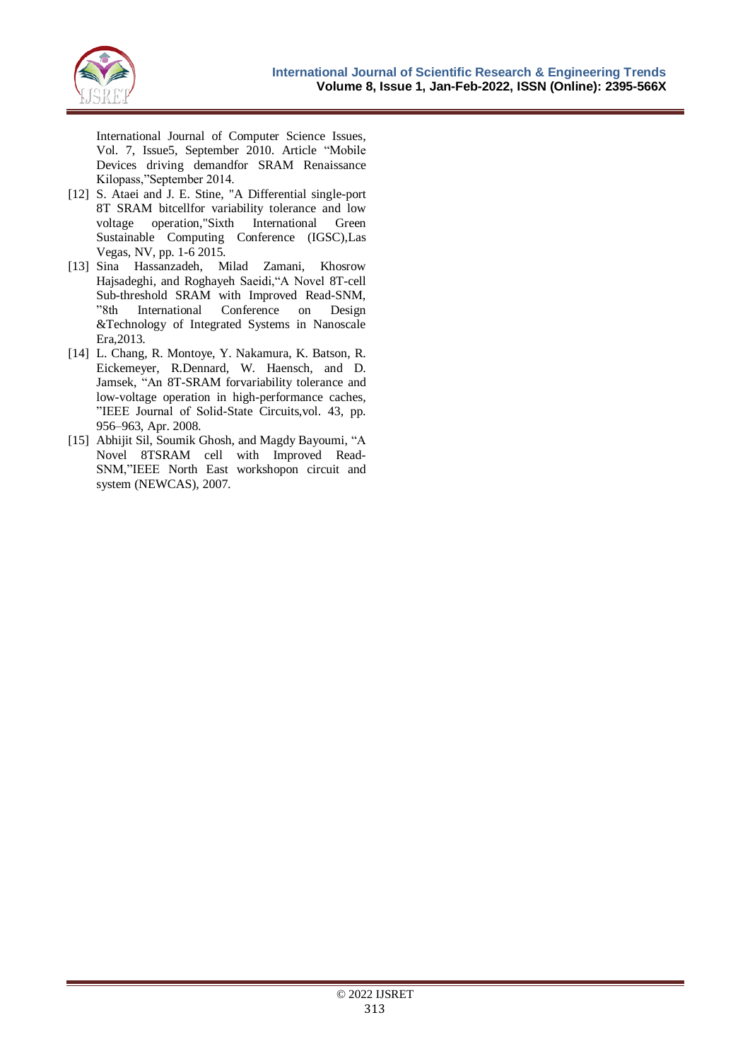International Journal of Computer Science Issues, Vol. 7, Issue5, September 2010. Article "Mobile Devices driving demandfor SRAM Renaissance Kilopass,"September 2014.

[12] S. Ataei and J. E. Stine, "A Differential single-port 8T SRAM bitcellfor variability tolerance and low voltage operation,"Sixth International Green Sustainable Computing Conference (IGSC),Las Vegas, NV, pp. 1-6 2015.

[13] Sina Hassanzadeh, Milad Zamani, Khosrow Hajsadeghi, and Roghayeh Saeidi,"A Novel 8T-cell Sub-threshold SRAM with Improved Read-SNM, "8th International Conference on Design &Technology of Integrated Systems in Nanoscale Era,2013.

[14] L. Chang, R. Montoye, Y. Nakamura, K. Batson, R. Eickemeyer, R.Dennard, W. Haensch, and D. Jamsek, "An 8T-SRAM forvariability tolerance and low-voltage operation in high-performance caches, "IEEE Journal of Solid-State Circuits,vol. 43, pp. 956–963, Apr. 2008.

[15] Abhijit Sil, Soumik Ghosh, and Magdy Bayoumi, "A Novel 8TSRAM cell with Improved Read-SNM,"IEEE North East workshopon circuit and system (NEWCAS), 2007.